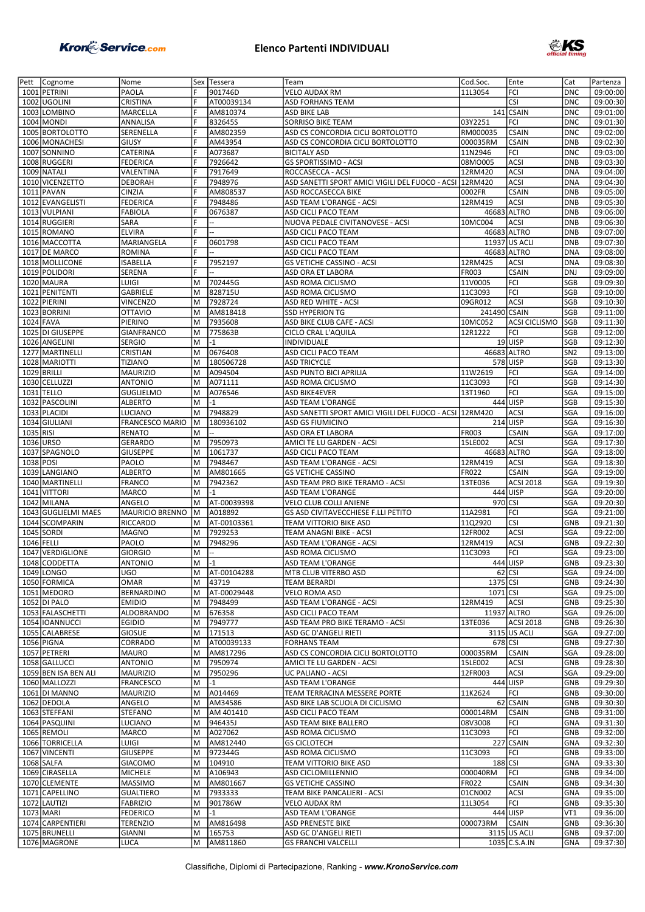# Elenco Partenti INDIVIDUALI

| Pett | Cognome | Nome | Sex | Tessera | Team | Cod.Soc. | Ente | Cat | Partenza |
|---|---|---|---|---|---|---|---|---|---|
| 1001 | PETRINI | PAOLA | F | 901746D | VELO AUDAX RM | 11L3054 | FCI | DNC | 09:00:00 |
| 1002 | UGOLINI | CRISTINA | F | AT00039134 | ASD FORHANS TEAM | | CSI | DNC | 09:00:30 |
| 1003 | LOMBINO | MARCELLA | F | AM810374 | ASD BIKE LAB | 141 | CSAIN | DNC | 09:01:00 |
| 1004 | MONDI | ANNALISA | F | 832645S | SORRISO BIKE TEAM | 03Y2251 | FCI | DNC | 09:01:30 |
| 1005 | BORTOLOTTO | SERENELLA | F | AM802359 | ASD CS CONCORDIA CICLI BORTOLOTTO | RM000035 | CSAIN | DNC | 09:02:00 |
| 1006 | MONACHESI | GIUSY | F | AM43954 | ASD CS CONCORDIA CICLI BORTOLOTTO | 000035RM | CSAIN | DNB | 09:02:30 |
| 1007 | SONNINO | CATERINA | F | A073687 | BICITALY ASD | 11N2946 | FCI | DNC | 09:03:00 |
| 1008 | RUGGERI | FEDERICA | F | 7926642 | GS SPORTISSIMO - ACSI | 08MO005 | ACSI | DNB | 09:03:30 |
| 1009 | NATALI | VALENTINA | F | 7917649 | ROCCASECCA - ACSI | 12RM420 | ACSI | DNA | 09:04:00 |
| 1010 | VICENZETTO | DEBORAH | F | 7948976 | ASD SANETTI SPORT AMICI VIGILI DEL FUOCO - ACSI | 12RM420 | ACSI | DNA | 09:04:30 |
| 1011 | PAVAN | CINZIA | F | AM808537 | ASD ROCCASECCA BIKE | 0002FR | CSAIN | DNB | 09:05:00 |
| 1012 | EVANGELISTI | FEDERICA | F | 7948486 | ASD TEAM L'ORANGE - ACSI | 12RM419 | ACSI | DNB | 09:05:30 |
| 1013 | VULPIANI | FABIOLA | F | 0676387 | ASD CICLI PACO TEAM | 46683 | ALTRO | DNB | 09:06:00 |
| 1014 | RUGGIERI | SARA | F | -- | NUOVA PEDALE CIVITANOVESE - ACSI | 10MC004 | ACSI | DNB | 09:06:30 |
| 1015 | ROMANO | ELVIRA | F | -- | ASD CICLI PACO TEAM | 46683 | ALTRO | DNB | 09:07:00 |
| 1016 | MACCOTTA | MARIANGELA | F | 0601798 | ASD CICLI PACO TEAM | 11937 | US ACLI | DNB | 09:07:30 |
| 1017 | DE MARCO | ROMINA | F | -- | ASD CICLI PACO TEAM | 46683 | ALTRO | DNA | 09:08:00 |
| 1018 | MOLLICONE | ISABELLA | F | 7952197 | GS VETICHE CASSINO - ACSI | 12RM425 | ACSI | DNA | 09:08:30 |
| 1019 | POLIDORI | SERENA | F | -- | ASD ORA ET LABORA | FR003 | CSAIN | DNJ | 09:09:00 |
| 1020 | MAURA | LUIGI | M | 702445G | ASD ROMA CICLISMO | 11V0005 | FCI | SGB | 09:09:30 |
| 1021 | PENITENTI | GABRIELE | M | 828715U | ASD ROMA CICLISMO | 11C3093 | FCI | SGB | 09:10:00 |
| 1022 | PIERINI | VINCENZO | M | 7928724 | ASD RED WHITE - ACSI | 09GR012 | ACSI | SGB | 09:10:30 |
| 1023 | BORRINI | OTTAVIO | M | AM818418 | SSD HYPERION TG | 241490 | CSAIN | SGB | 09:11:00 |
| 1024 | FAVA | PIERINO | M | 7935608 | ASD BIKE CLUB CAFE - ACSI | 10MC052 | ACSI CICLISMO | SGB | 09:11:30 |
| 1025 | DI GIUSEPPE | GIANFRANCO | M | 775863B | CICLO CRAL L'AQUILA | 12R1222 | FCI | SGB | 09:12:00 |
| 1026 | ANGELINI | SERGIO | M | -1 | INDIVIDUALE | 19 | UISP | SGB | 09:12:30 |
| 1277 | MARTINELLI | CRISTIAN | M | 0676408 | ASD CICLI PACO TEAM | 46683 | ALTRO | SN2 | 09:13:00 |
| 1028 | MARIOTTI | TIZIANO | M | 180506728 | ASD TRICYCLE | 578 | UISP | SGB | 09:13:30 |
| 1029 | BRILLI | MAURIZIO | M | A094504 | ASD PUNTO BICI APRILIA | 11W2619 | FCI | SGA | 09:14:00 |
| 1030 | CELLUZZI | ANTONIO | M | A071111 | ASD ROMA CICLISMO | 11C3093 | FCI | SGB | 09:14:30 |
| 1031 | TELLO | GUGLIELMO | M | A076546 | ASD BIKE4EVER | 13T1960 | FCI | SGA | 09:15:00 |
| 1032 | PASCOLINI | ALBERTO | M | -1 | ASD TEAM L'ORANGE | 444 | UISP | SGB | 09:15:30 |
| 1033 | PLACIDI | LUCIANO | M | 7948829 | ASD SANETTI SPORT AMICI VIGILI DEL FUOCO - ACSI | 12RM420 | ACSI | SGA | 09:16:00 |
| 1034 | GIULIANI | FRANCESCO MARIO | M | 180936102 | ASD GS FIUMICINO | 214 | UISP | SGA | 09:16:30 |
| 1035 | RISI | RENATO | M | -- | ASD ORA ET LABORA | FR003 | CSAIN | SGA | 09:17:00 |
| 1036 | URSO | GERARDO | M | 7950973 | AMICI TE LU GARDEN - ACSI | 15LE002 | ACSI | SGA | 09:17:30 |
| 1037 | SPAGNOLO | GIUSEPPE | M | 1061737 | ASD CICLI PACO TEAM | 46683 | ALTRO | SGA | 09:18:00 |
| 1038 | POSI | PAOLO | M | 7948467 | ASD TEAM L'ORANGE - ACSI | 12RM419 | ACSI | SGA | 09:18:30 |
| 1039 | LANGIANO | ALBERTO | M | AM801665 | GS VETICHE CASSINO | FR022 | CSAIN | SGA | 09:19:00 |
| 1040 | MARTINELLI | FRANCO | M | 7942362 | ASD TEAM PRO BIKE TERAMO - ACSI | 13TE036 | ACSI 2018 | SGA | 09:19:30 |
| 1041 | VITTORI | MARCO | M | -1 | ASD TEAM L'ORANGE | 444 | UISP | SGA | 09:20:00 |
| 1042 | MILANA | ANGELO | M | AT-00039398 | VELO CLUB COLLI ANIENE | 970 | CSI | SGA | 09:20:30 |
| 1043 | GUGLIELMI MAES | MAURICIO BRENNO | M | A018892 | GS ASD CIVITAVECCHIESE F.LLI PETITO | 11A2981 | FCI | SGA | 09:21:00 |
| 1044 | SCOMPARIN | RICCARDO | M | AT-00103361 | TEAM VITTORIO BIKE ASD | 11Q2920 | CSI | GNB | 09:21:30 |
| 1045 | SORDI | MAGNO | M | 7929253 | TEAM ANAGNI BIKE - ACSI | 12FR002 | ACSI | SGA | 09:22:00 |
| 1046 | FELLI | PAOLO | M | 7948296 | ASD TEAM L'ORANGE - ACSI | 12RM419 | ACSI | GNB | 09:22:30 |
| 1047 | VERDIGLIONE | GIORGIO | M | -- | ASD ROMA CICLISMO | 11C3093 | FCI | SGA | 09:23:00 |
| 1048 | CODDETTA | ANTONIO | M | -1 | ASD TEAM L'ORANGE | 444 | UISP | GNB | 09:23:30 |
| 1049 | LONGO | UGO | M | AT-00104288 | MTB CLUB VITERBO ASD | 62 | CSI | SGA | 09:24:00 |
| 1050 | FORMICA | OMAR | M | 43719 | TEAM BERARDI | 1375 | CSI | GNB | 09:24:30 |
| 1051 | MEDORO | BERNARDINO | M | AT-00029448 | VELO ROMA ASD | 1071 | CSI | SGA | 09:25:00 |
| 1052 | DI PALO | EMIDIO | M | 7948499 | ASD TEAM L'ORANGE - ACSI | 12RM419 | ACSI | GNB | 09:25:30 |
| 1053 | FALASCHETTI | ALDOBRANDO | M | 676358 | ASD CICLI PACO TEAM | 11937 | ALTRO | SGA | 09:26:00 |
| 1054 | IOANNUCCI | EGIDIO | M | 7949777 | ASD TEAM PRO BIKE TERAMO - ACSI | 13TE036 | ACSI 2018 | GNB | 09:26:30 |
| 1055 | CALABRESE | GIOSUE | M | 171513 | ASD GC D'ANGELI RIETI | 3115 | US ACLI | SGA | 09:27:00 |
| 1056 | PIGNA | CORRADO | M | AT00039133 | FORHANS TEAM | 678 | CSI | GNB | 09:27:30 |
| 1057 | PETRERI | MAURO | M | AM817296 | ASD CS CONCORDIA CICLI BORTOLOTTO | 000035RM | CSAIN | SGA | 09:28:00 |
| 1058 | GALLUCCI | ANTONIO | M | 7950974 | AMICI TE LU GARDEN - ACSI | 15LE002 | ACSI | GNB | 09:28:30 |
| 1059 | BEN ISA BEN ALI | MAURIZIO | M | 7950296 | UC PALIANO - ACSI | 12FR003 | ACSI | SGA | 09:29:00 |
| 1060 | MALLOZZI | FRANCESCO | M | -1 | ASD TEAM L'ORANGE | 444 | UISP | GNB | 09:29:30 |
| 1061 | DI MANNO | MAURIZIO | M | A014469 | TEAM TERRACINA MESSERE PORTE | 11K2624 | FCI | GNB | 09:30:00 |
| 1062 | DEDOLA | ANGELO | M | AM34586 | ASD BIKE LAB SCUOLA DI CICLISMO | 62 | CSAIN | GNB | 09:30:30 |
| 1063 | STEFFANI | STEFANO | M | AM 401410 | ASD CICLI PACO TEAM | 000014RM | CSAIN | GNB | 09:31:00 |
| 1064 | PASQUINI | LUCIANO | M | 946435J | ASD TEAM BIKE BALLERO | 08V3008 | FCI | GNA | 09:31:30 |
| 1065 | REMOLI | MARCO | M | A027062 | ASD ROMA CICLISMO | 11C3093 | FCI | GNB | 09:32:00 |
| 1066 | TORRICELLA | LUIGI | M | AM812440 | GS CICLOTECH | 227 | CSAIN | GNA | 09:32:30 |
| 1067 | VINCENTI | GIUSEPPE | M | 972344G | ASD ROMA CICLISMO | 11C3093 | FCI | GNB | 09:33:00 |
| 1068 | SALFA | GIACOMO | M | 104910 | TEAM VITTORIO BIKE ASD | 188 | CSI | GNA | 09:33:30 |
| 1069 | CIRASELLA | MICHELE | M | A106943 | ASD CICLOMILLENNIO | 000040RM | FCI | GNB | 09:34:00 |
| 1070 | CLEMENTE | MASSIMO | M | AM801667 | GS VETICHE CASSINO | FR022 | CSAIN | GNB | 09:34:30 |
| 1071 | CAPELLINO | GUALTIERO | M | 7933333 | TEAM BIKE PANCALIERI - ACSI | 01CN002 | ACSI | GNA | 09:35:00 |
| 1072 | LAUTIZI | FABRIZIO | M | 901786W | VELO AUDAX RM | 11L3054 | FCI | GNB | 09:35:30 |
| 1073 | MARI | FEDERICO | M | -1 | ASD TEAM L'ORANGE | 444 | UISP | VT1 | 09:36:00 |
| 1074 | CARPENTIERI | TERENZIO | M | AM816498 | ASD PRENESTE BIKE | 000073RM | CSAIN | GNB | 09:36:30 |
| 1075 | BRUNELLI | GIANNI | M | 165753 | ASD GC D'ANGELI RIETI | 3115 | US ACLI | GNB | 09:37:00 |
| 1076 | MAGRONE | LUCA | M | AM811860 | GS FRANCHI VALCELLI | 1035 | C.S.A.IN | GNA | 09:37:30 |

Classifiche, Diplomi di Partecipazione, Ranking - *www.KronoService.com*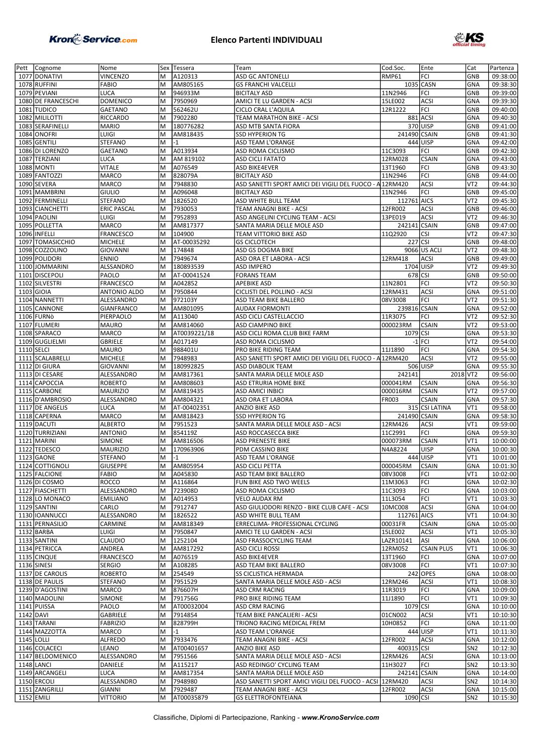# Elenco Partenti INDIVIDUALI

| Pett | Cognome | Nome | Sex | Tessera | Team | Cod.Soc. | Ente | Cat | Partenza |
|---|---|---|---|---|---|---|---|---|---|
| 1077 | DONATIVI | VINCENZO | M | A120313 | ASD GC ANTONELLI | RMP61 | FCI | GNB | 09:38:00 |
| 1078 | RUFFINI | FABIO | M | AM805165 | GS FRANCHI VALCELLI | 1035 | CASN | GNA | 09:38:30 |
| 1079 | PEVIANI | LUCA | M | 946933M | BICITALY ASD | 11N2946 | FCI | GNB | 09:39:00 |
| 1080 | DE FRANCESCHI | DOMENICO | M | 7950969 | AMICI TE LU GARDEN - ACSI | 15LE002 | ACSI | GNA | 09:39:30 |
| 1081 | TUDICO | GAETANO | M | 562462U | CICLO CRAL L'AQUILA | 12R1222 | FCI | GNB | 09:40:00 |
| 1082 | MILILOTTI | RICCARDO | M | 7902280 | TEAM MARATHON BIKE - ACSI | 881 | ACSI | GNA | 09:40:30 |
| 1083 | SERAFINELLI | MARIO | M | 180776282 | ASD MTB SANTA FIORA | 370 | UISP | GNB | 09:41:00 |
| 1084 | ONOFRI | LUIGI | M | AM818435 | SSD HYPERION TG | 241490 | CSAIN | GNB | 09:41:30 |
| 1085 | GENTILI | STEFANO | M | -1 | ASD TEAM L'ORANGE | 444 | UISP | GNA | 09:42:00 |
| 1086 | DI LORENZO | GAETANO | M | A013934 | ASD ROMA CICLISMO | 11C3093 | FCI | GNB | 09:42:30 |
| 1087 | TERZIANI | LUCA | M | AM 819102 | ASD CICLI FATATO | 12RM028 | CSAIN | GNA | 09:43:00 |
| 1088 | MONTI | VITALE | M | A076549 | ASD BIKE4EVER | 13T1960 | FCI | GNB | 09:43:30 |
| 1089 | FANTOZZI | MARCO | M | 828079A | BICITALY ASD | 11N2946 | FCI | GNB | 09:44:00 |
| 1090 | SEVERA | MARCO | M | 7948830 | ASD SANETTI SPORT AMICI DEI VIGILI DEL FUOCO - A | 12RM420 | ACSI | VT2 | 09:44:30 |
| 1091 | MAMBRINI | GIULIO | M | A096048 | BICITALY ASD | 11N2946 | FCI | GNB | 09:45:00 |
| 1092 | FERMINELLI | STEFANO | M | 1826520 | ASD WHITE BULL TEAM | 112761 | AICS | VT2 | 09:45:30 |
| 1093 | CIANCHETTI | ERIC PASCAL | M | 7930053 | TEAM ANAGNI BIKE - ACSI | 12FR002 | ACSI | GNB | 09:46:00 |
| 1094 | PAOLINI | LUIGI | M | 7952893 | ASD ANGELINI CYCLING TEAM - ACSI | 13PE019 | ACSI | VT2 | 09:46:30 |
| 1095 | POLLETTA | MARCO | M | AM817377 | SANTA MARIA DELLE MOLE ASD | 242141 | CSAIN | GNB | 09:47:00 |
| 1096 | INFELLI | FRANCESCO | M | 104900 | TEAM VITTORIO BIKE ASD | 11Q2920 | CSI | VT2 | 09:47:30 |
| 1097 | TOMASICCHIO | MICHELE | M | AT-00035292 | GS CICLOTECH | 227 | CSI | GNB | 09:48:00 |
| 1098 | COZZOLINO | GIOVANNI | M | 174848 | ASD GS DOGMA BIKE | 9066 | US ACLI | VT2 | 09:48:30 |
| 1099 | POLIDORI | ENNIO | M | 7949674 | ASD ORA ET LABORA - ACSI | 12RM418 | ACSI | GNB | 09:49:00 |
| 1100 | JOMMARINI | ALSSANDRO | M | 180893539 | ASD IMPERO | 1704 | UISP | VT2 | 09:49:30 |
| 1101 | DISCEPOLI | PAOLO | M | AT-00041524 | FORANS TEAM | 678 | CSI | GNB | 09:50:00 |
| 1102 | SILVESTRI | FRANCESCO | M | A042852 | APEBIKE ASD | 11N2801 | FCI | VT2 | 09:50:30 |
| 1103 | GIOIA | ANTONIO ALDO | M | 7950844 | CICLISTI DEL POLLINO - ACSI | 12RM431 | ACSI | GNA | 09:51:00 |
| 1104 | NANNETTI | ALESSANDRO | M | 972103Y | ASD TEAM BIKE BALLERO | 08V3008 | FCI | VT2 | 09:51:30 |
| 1105 | CANNONE | GIANFRANCO | M | AM801095 | AUDAX FIORMONTI | 239816 | CSAIN | GNA | 09:52:00 |
| 1106 | FURNò | PIERPAOLO | M | A113040 | ASD CICLI CASTELLACCIO | 11R3075 | FCI | VT2 | 09:52:30 |
| 1107 | FLUMERI | MAURO | M | AM814060 | ASD CIAMPINO BIKE | 000023RM | CSAIN | VT2 | 09:53:00 |
| 1108 | SPARACO | MARCO | M | AT0039221/18 | ASD CICLI ROMA CLUB BIKE FARM | 1079 | CSI | GNA | 09:53:30 |
| 1109 | GUGLIELMI | GBRIELE | M | A017149 | ASD ROMA CICLISMO | -1 | FCI | VT2 | 09:54:00 |
| 1110 | SELCI | MAURO | M | 988401U | PRO BIKE RIDING TEAM | 11J1890 | FCI | GNA | 09:54:30 |
| 1111 | SCALABRELLI | MICHELE | M | 7948983 | ASD SANETTI SPORT AMICI DEI VIGILI DEL FUOCO - A | 12RM420 | ACSI | VT2 | 09:55:00 |
| 1112 | DI GIURA | GIOVANNI | M | 180992825 | ASD DIABOLIK TEAM | 506 | UISP | GNA | 09:55:30 |
| 1113 | DI CESARE | ALESSANDRO | M | AM817361 | SANTA MARIA DELLE MOLE ASD | 242141 | 2018 | VT2 | 09:56:00 |
| 1114 | CAPOCCIA | ROBERTO | M | AM808603 | ASD ETRURIA HOME BIKE | 000041RM | CSAIN | GNA | 09:56:30 |
| 1115 | CARBONE | MAURIZIO | M | AM819435 | ASD AMICI INBICI | 000016RM | CSAIN | VT2 | 09:57:00 |
| 1116 | D'AMBROSIO | ALESSANDRO | M | AM804321 | ASD ORA ET LABORA | FR003 | CSAIN | GNA | 09:57:30 |
| 1117 | DE ANGELIS | LUCA | M | AT-00402351 | ANZIO BIKE ASD | 315 | CSI LATINA | VT1 | 09:58:00 |
| 1118 | CAPERNA | MARCO | M | AM818423 | SSD HYPERION TG | 241490 | CSAIN | GNA | 09:58:30 |
| 1119 | DACUTI | ALBERTO | M | 7951523 | SANTA MARIA DELLE MOLE ASD - ACSI | 12RM426 | ACSI | VT1 | 09:59:00 |
| 1120 | TURRIZIANI | ANTONIO | M | 854119Z | ASD ROCCASECCA BIKE | 11C2991 | FCI | GNA | 09:59:30 |
| 1121 | MARINI | SIMONE | M | AM816506 | ASD PRENESTE BIKE | 000073RM | CSAIN | VT1 | 10:00:00 |
| 1122 | TEDESCO | MAURIZIO | M | 170963906 | PDM CASSINO BIKE | N4A8224 | UISP | GNA | 10:00:30 |
| 1123 | GAONE | STEFANO | M | -1 | ASD TEAM L'ORANGE | 444 | UISP | VT1 | 10:01:00 |
| 1124 | COTTIGNOLI | GIUSEPPE | M | AM805954 | ASD CICLI PETTA | 000045RM | CSAIN | GNA | 10:01:30 |
| 1125 | FALCIONE | FABIO | M | A045830 | ASD TEAM BIKE BALLERO | 08V3008 | FCI | VT1 | 10:02:00 |
| 1126 | DI COSMO | ROCCO | M | A116864 | FUN BIKE ASD TWO WEELS | 11M3063 | FCI | GNA | 10:02:30 |
| 1127 | FIASCHETTI | ALESSANDRO | M | 723908D | ASD ROMA CICLISMO | 11C3093 | FCI | GNA | 10:03:00 |
| 1128 | LO MONACO | EMILIANO | M | A014953 | VELO AUDAX RM | 11L3054 | FCI | VT1 | 10:03:30 |
| 1129 | SANTINI | CARLO | M | 7912747 | ASD GIULIODORI RENZO - BIKE CLUB CAFE - ACSI | 10MC008 | ACSI | GNA | 10:04:00 |
| 1130 | IOANNUCCI | ALESSANDRO | M | 1826522 | ASD WHITE BULL TEAM | 112761 | AICS | VT1 | 10:04:30 |
| 1131 | PERNASILIO | CARMINE | M | AM818349 | ERRECLIMA- PROFESSIONAL CYCLING | 00031FR | CSAIN | GNA | 10:05:00 |
| 1132 | BARBA | LUIGI | M | 7950847 | AMICI TE LU GARDEN - ACSI | 15LE002 | ACSI | VT1 | 10:05:30 |
| 1133 | SANTINI | CLAUDIO | M | 1252104 | ASD FRASSOCYCLING TEAM | LAZR10141 | ASI | GNA | 10:06:00 |
| 1134 | PETRICCA | ANDREA | M | AM817292 | ASD CICLI ROSSI | 12RM052 | CSAIN PLUS | VT1 | 10:06:30 |
| 1135 | CINQUE | FRANCESCO | M | A076519 | ASD BIKE4EVER | 13T1960 | FCI | GNA | 10:07:00 |
| 1136 | SINESI | SERGIO | M | A108285 | ASD TEAM BIKE BALLERO | 08V3008 | FCI | VT1 | 10:07:30 |
| 1137 | DE CAROLIS | ROBERTO | M | 254549 | SS CICLISTICA HERMADA | 242 | OPES | GNA | 10:08:00 |
| 1138 | DE PAULIS | STEFANO | M | 7951529 | SANTA MARIA DELLE MOLE ASD - ACSI | 12RM246 | ACSI | VT1 | 10:08:30 |
| 1239 | D'AGOSTINI | MARCO | M | 876607H | ASD CRM RACING | 11R3019 | FCI | GNA | 10:09:00 |
| 1140 | MADOLINI | SIMONE | M | 791756G | PRO BIKE RIDING TEAM | 11J1890 | FCI | VT1 | 10:09:30 |
| 1141 | PUISSA | PAOLO | M | AT00032004 | ASD CRM RACING | 1079 | CSI | GNA | 10:10:00 |
| 1142 | DAVI | GABRIELE | M | 7914854 | TEAM BIKE PANCALIERI - ACSI | 01CN002 | ACSI | VT1 | 10:10:30 |
| 1143 | TARANI | FABRIZIO | M | 828799H | TRIONO RACING MEDICAL FREM | 10H0852 | FCI | GNA | 10:11:00 |
| 1144 | MAZZOTTA | MARCO | M | -1 | ASD TEAM L'ORANGE | 444 | UISP | VT1 | 10:11:30 |
| 1145 | LOLLI | ALFREDO | M | 7933476 | TEAM ANAGNI BIKE - ACSI | 12FR002 | ACSI | GNA | 10:12:00 |
| 1146 | COLACECI | LEANO | M | AT00401657 | ANZIO BIKE ASD | 400315 | CSI | SN2 | 10:12:30 |
| 1147 | BELDOMENICO | ALESSANDRO | M | 7951566 | SANTA MARIA DELLE MOLE ASD - ACSI | 12RM426 | ACSI | GNA | 10:13:00 |
| 1148 | LANCI | DANIELE | M | A115217 | ASD REDINGO' CYCLING TEAM | 11H3027 | FCI | SN2 | 10:13:30 |
| 1149 | ARCANGELI | LUCA | M | AM817354 | SANTA MARIA DELLE MOLE ASD | 242141 | CSAIN | GNA | 10:14:00 |
| 1150 | ERCOLI | ALESSANDRO | M | 7948980 | ASD SANETTI SPORT AMICI VIGILI DEL FUOCO - ACSI | 12RM420 | ACSI | SN2 | 10:14:30 |
| 1151 | ZANGRILLI | GIANNI | M | 7929487 | TEAM ANAGNI BIKE - ACSI | 12FR002 | ACSI | GNA | 10:15:00 |
| 1152 | EMILI | VITTORIO | M | AT00035879 | GS ELETTROFONTEIANA | 1090 | CSI | SN2 | 10:15:30 |

Classifiche, Diplomi di Partecipazione, Ranking - *www.KronoService.com*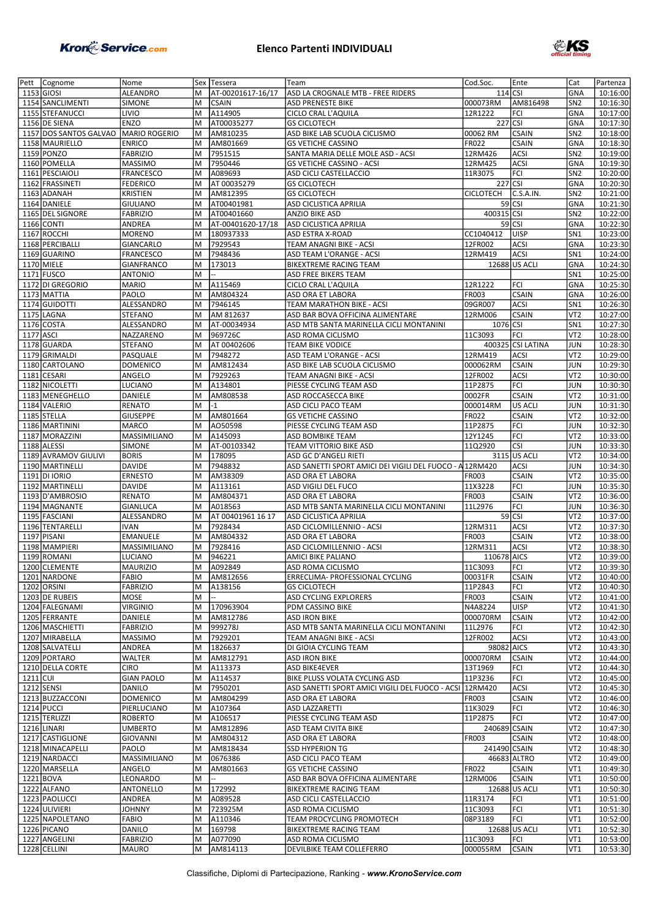# Elenco Partenti INDIVIDUALI

| Pett | Cognome | Nome | Sex | Tessera | Team | Cod.Soc. | Ente | Cat | Partenza |
|---|---|---|---|---|---|---|---|---|---|
| 1153 | GIOSI | ALEANDRO | M | AT-00201617-16/17 | ASD LA CROGNALE MTB - FREE RIDERS | 114 | CSI | GNA | 10:16:00 |
| 1154 | SANCLIMENTI | SIMONE | M | CSAIN | ASD PRENESTE BIKE | 000073RM | AM816498 | SN2 | 10:16:30 |
| 1155 | STEFANUCCI | LIVIO | M | A114905 | CICLO CRAL L'AQUILA | 12R1222 | FCI | GNA | 10:17:00 |
| 1156 | DE SIENA | ENZO | M | AT00035277 | GS CICLOTECH | 227 | CSI | GNA | 10:17:30 |
| 1157 | DOS SANTOS GALVAO | MARIO ROGERIO | M | AM810235 | ASD BIKE LAB SCUOLA CICLISMO | 00062 RM | CSAIN | SN2 | 10:18:00 |
| 1158 | MAURIELLO | ENRICO | M | AM801669 | GS VETICHE CASSINO | FR022 | CSAIN | GNA | 10:18:30 |
| 1159 | PONZO | FABRIZIO | M | 7951515 | SANTA MARIA DELLE MOLE ASD - ACSI | 12RM426 | ACSI | SN2 | 10:19:00 |
| 1160 | POMELLA | MASSIMO | M | 7950446 | GS VETICHE CASSINO - ACSI | 12RM425 | ACSI | GNA | 10:19:30 |
| 1161 | PESCIAIOLI | FRANCESCO | M | A089693 | ASD CICLI CASTELLACCIO | 11R3075 | FCI | SN2 | 10:20:00 |
| 1162 | FRASSINETI | FEDERICO | M | AT 00035279 | GS CICLOTECH | 227 | CSI | GNA | 10:20:30 |
| 1163 | ADANAH | KRISTIEN | M | AM812395 | GS CICLOTECH | CICLOTECH | C.S.A.IN. | SN2 | 10:21:00 |
| 1164 | DANIELE | GIULIANO | M | AT00401981 | ASD CICLISTICA APRILIA | 59 | CSI | GNA | 10:21:30 |
| 1165 | DEL SIGNORE | FABRIZIO | M | AT00401660 | ANZIO BIKE ASD | 400315 | CSI | SN2 | 10:22:00 |
| 1166 | CONTI | ANDREA | M | AT-00401620-17/18 | ASD CICLISTICA APRILIA | 59 | CSI | GNA | 10:22:30 |
| 1167 | ROCCHI | MORENO | M | 180937333 | ASD ESTRA X-ROAD | CC1040412 | UISP | SN1 | 10:23:00 |
| 1168 | PERCIBALLI | GIANCARLO | M | 7929543 | TEAM ANAGNI BIKE - ACSI | 12FR002 | ACSI | GNA | 10:23:30 |
| 1169 | GUARINO | FRANCESCO | M | 7948436 | ASD TEAM L'ORANGE - ACSI | 12RM419 | ACSI | SN1 | 10:24:00 |
| 1170 | MIELE | GIANFRANCO | M | 173013 | BIKEXTREME RACING TEAM | 12688 | US ACLI | GNA | 10:24:30 |
| 1171 | FUSCO | ANTONIO | M | -- | ASD FREE BIKERS TEAM | | | SN1 | 10:25:00 |
| 1172 | DI GREGORIO | MARIO | M | A115469 | CICLO CRAL L'AQUILA | 12R1222 | FCI | GNA | 10:25:30 |
| 1173 | MATTIA | PAOLO | M | AM804324 | ASD ORA ET LABORA | FR003 | CSAIN | GNA | 10:26:00 |
| 1174 | GUIDOTTI | ALESSANDRO | M | 7946145 | TEAM MARATHON BIKE - ACSI | 09GR007 | ACSI | SN1 | 10:26:30 |
| 1175 | LAGNA | STEFANO | M | AM 812637 | ASD BAR BOVA OFFICINA ALIMENTARE | 12RM006 | CSAIN | VT2 | 10:27:00 |
| 1176 | COSTA | ALESSANDRO | M | AT-00034934 | ASD MTB SANTA MARINELLA CICLI MONTANINI | 1076 | CSI | SN1 | 10:27:30 |
| 1177 | ASCI | NAZZARENO | M | 969726C | ASD ROMA CICLISMO | 11C3093 | FCI | VT2 | 10:28:00 |
| 1178 | GUARDA | STEFANO | M | AT 00402606 | TEAM BIKE VODICE | 400325 | CSI LATINA | JUN | 10:28:30 |
| 1179 | GRIMALDI | PASQUALE | M | 7948272 | ASD TEAM L'ORANGE - ACSI | 12RM419 | ACSI | VT2 | 10:29:00 |
| 1180 | CARTOLANO | DOMENICO | M | AM812434 | ASD BIKE LAB SCUOLA CICLISMO | 000062RM | CSAIN | JUN | 10:29:30 |
| 1181 | CESARI | ANGELO | M | 7929263 | TEAM ANAGNI BIKE - ACSI | 12FR002 | ACSI | VT2 | 10:30:00 |
| 1182 | NICOLETTI | LUCIANO | M | A134801 | PIESSE CYCLING TEAM ASD | 11P2875 | FCI | JUN | 10:30:30 |
| 1183 | MENEGHELLO | DANIELE | M | AM808538 | ASD ROCCASECCA BIKE | 0002FR | CSAIN | VT2 | 10:31:00 |
| 1184 | VALERIO | RENATO | M | -1 | ASD CICLI PACO TEAM | 000014RM | US ACLI | JUN | 10:31:30 |
| 1185 | STELLA | GIUSEPPE | M | AM801664 | GS VETICHE CASSINO | FR022 | CSAIN | VT2 | 10:32:00 |
| 1186 | MARTININI | MARCO | M | AO50598 | PIESSE CYCLING TEAM ASD | 11P2875 | FCI | JUN | 10:32:30 |
| 1187 | MORAZZINI | MASSIMILIANO | M | A145093 | ASD BOMBIKE TEAM | 12Y1245 | FCI | VT2 | 10:33:00 |
| 1188 | ALESSI | SIMONE | M | AT-00103342 | TEAM VITTORIO BIKE ASD | 11Q2920 | CSI | JUN | 10:33:30 |
| 1189 | AVRAMOV GIULIVI | BORIS | M | 178095 | ASD GC D'ANGELI RIETI | 3115 | US ACLI | VT2 | 10:34:00 |
| 1190 | MARTINELLI | DAVIDE | M | 7948832 | ASD SANETTI SPORT AMICI DEI VIGILI DEL FUOCO - A | 12RM420 | ACSI | JUN | 10:34:30 |
| 1191 | DI IORIO | ERNESTO | M | AM38309 | ASD ORA ET LABORA | FR003 | CSAIN | VT2 | 10:35:00 |
| 1192 | MARTINELLI | DAVIDE | M | A113161 | ASD VIGILI DEL FUCO | 11X3228 | FCI | JUN | 10:35:30 |
| 1193 | D'AMBROSIO | RENATO | M | AM804371 | ASD ORA ET LABORA | FR003 | CSAIN | VT2 | 10:36:00 |
| 1194 | MAGNANTE | GIANLUCA | M | A018563 | ASD MTB SANTA MARINELLA CICLI MONTANINI | 11L2976 | FCI | JUN | 10:36:30 |
| 1195 | FASCIANI | ALESSANDRO | M | AT 00401961 16 17 | ASD CICLISTICA APRILIA | 59 | CSI | VT2 | 10:37:00 |
| 1196 | TENTARELLI | IVAN | M | 7928434 | ASD CICLOMILLENNIO - ACSI | 12RM311 | ACSI | VT2 | 10:37:30 |
| 1197 | PISANI | EMANUELE | M | AM804332 | ASD ORA ET LABORA | FR003 | CSAIN | VT2 | 10:38:00 |
| 1198 | MAMPIERI | MASSIMILIANO | M | 7928416 | ASD CICLOMILLENNIO - ACSI | 12RM311 | ACSI | VT2 | 10:38:30 |
| 1199 | ROMANI | LUCIANO | M | 946221 | AMICI BIKE PALIANO | 110678 | AICS | VT2 | 10:39:00 |
| 1200 | CLEMENTE | MAURIZIO | M | A092849 | ASD ROMA CICLISMO | 11C3093 | FCI | VT2 | 10:39:30 |
| 1201 | NARDONE | FABIO | M | AM812656 | ERRECLIMA- PROFESSIONAL CYCLING | 00031FR | CSAIN | VT2 | 10:40:00 |
| 1202 | ORSINI | FABRIZIO | M | A138156 | GS CICLOTECH | 11P2843 | FCI | VT2 | 10:40:30 |
| 1203 | DE RUBEIS | MOSE | M | -- | ASD CYCLING EXPLORERS | FR003 | CSAIN | VT2 | 10:41:00 |
| 1204 | FALEGNAMI | VIRGINIO | M | 170963904 | PDM CASSINO BIKE | N4A8224 | UISP | VT2 | 10:41:30 |
| 1205 | FERRANTE | DANIELE | M | AM812786 | ASD IRON BIKE | 000070RM | CSAIN | VT2 | 10:42:00 |
| 1206 | MASCHIETTI | FABRIZIO | M | 999278J | ASD MTB SANTA MARINELLA CICLI MONTANINI | 11L2976 | FCI | VT2 | 10:42:30 |
| 1207 | MIRABELLA | MASSIMO | M | 7929201 | TEAM ANAGNI BIKE - ACSI | 12FR002 | ACSI | VT2 | 10:43:00 |
| 1208 | SALVATELLI | ANDREA | M | 1826637 | DI GIOIA CYCLING TEAM | 98082 | AICS | VT2 | 10:43:30 |
| 1209 | PORTARO | WALTER | M | AM812791 | ASD IRON BIKE | 000070RM | CSAIN | VT2 | 10:44:00 |
| 1210 | DELLA CORTE | CIRO | M | A113373 | ASD BIKE4EVER | 13T1969 | FCI | VT2 | 10:44:30 |
| 1211 | CUI | GIAN PAOLO | M | A114537 | BIKE PLUSS VOLATA CYCLING ASD | 11P3236 | FCI | VT2 | 10:45:00 |
| 1212 | SENSI | DANILO | M | 7950201 | ASD SANETTI SPORT AMICI VIGILI DEL FUOCO - ACSI | 12RM420 | ACSI | VT2 | 10:45:30 |
| 1213 | BUZZACCONI | DOMENICO | M | AM804299 | ASD ORA ET LABORA | FR003 | CSAIN | VT2 | 10:46:00 |
| 1214 | PUCCI | PIERLUCIANO | M | A107364 | ASD LAZZARETTI | 11K3029 | FCI | VT2 | 10:46:30 |
| 1215 | TERLIZZI | ROBERTO | M | A106517 | PIESSE CYCLING TEAM ASD | 11P2875 | FCI | VT2 | 10:47:00 |
| 1216 | LINARI | UMBERTO | M | AM812896 | ASD TEAM CIVITA BIKE | 240689 | CSAIN | VT2 | 10:47:30 |
| 1217 | CASTIGLIONE | GIOVANNI | M | AM804312 | ASD ORA ET LABORA | FR003 | CSAIN | VT2 | 10:48:00 |
| 1218 | MINACAPELLI | PAOLO | M | AM818434 | SSD HYPERION TG | 241490 | CSAIN | VT2 | 10:48:30 |
| 1219 | NARDACCI | MASSIMILIANO | M | 0676386 | ASD CICLI PACO TEAM | 46683 | ALTRO | VT2 | 10:49:00 |
| 1220 | MARSELLA | ANGELO | M | AM801663 | GS VETICHE CASSINO | FR022 | CSAIN | VT1 | 10:49:30 |
| 1221 | BOVA | LEONARDO | M | -- | ASD BAR BOVA OFFICINA ALIMENTARE | 12RM006 | CSAIN | VT1 | 10:50:00 |
| 1222 | ALFANO | ANTONELLO | M | 172992 | BIKEXTREME RACING TEAM | 12688 | US ACLI | VT1 | 10:50:30 |
| 1223 | PAOLUCCI | ANDREA | M | A089528 | ASD CICLI CASTELLACCIO | 11R3174 | FCI | VT1 | 10:51:00 |
| 1224 | ULIVIERI | JOHNNY | M | 723925M | ASD ROMA CICLISMO | 11C3093 | FCI | VT1 | 10:51:30 |
| 1225 | NAPOLETANO | FABIO | M | A110346 | TEAM PROCYCLING PROMOTECH | 08P3189 | FCI | VT1 | 10:52:00 |
| 1226 | PICANO | DANILO | M | 169798 | BIKEXTREME RACING TEAM | 12688 | US ACLI | VT1 | 10:52:30 |
| 1227 | ANGELINI | FABRIZIO | M | A077090 | ASD ROMA CICLISMO | 11C3093 | FCI | VT1 | 10:53:00 |
| 1228 | CELLINI | MAURO | M | AM814113 | DEVILBIKE TEAM COLLEFERRO | 000055RM | CSAIN | VT1 | 10:53:30 |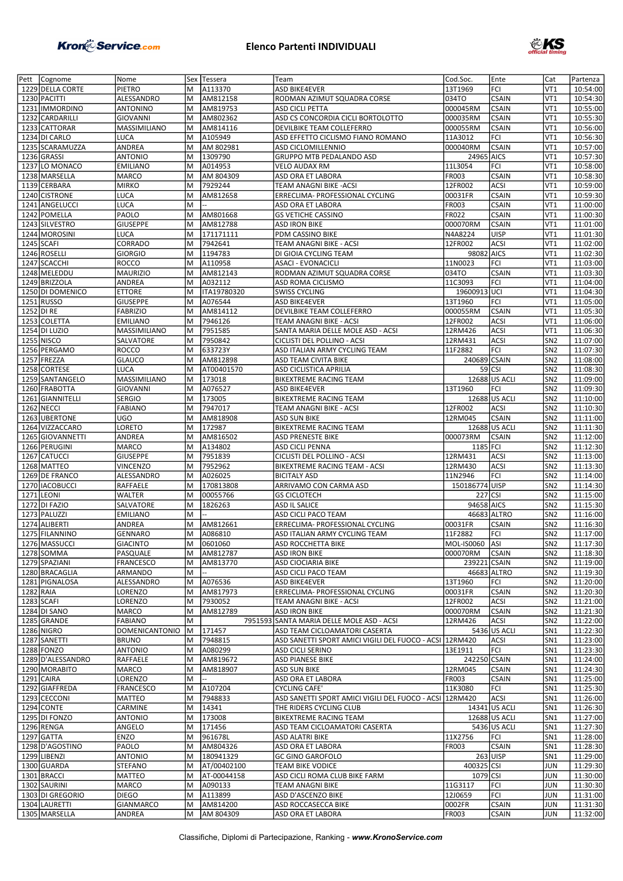# Elenco Partenti INDIVIDUALI

| Pett | Cognome | Nome | Sex | Tessera | Team | Cod.Soc. | Ente | Cat | Partenza |
|---|---|---|---|---|---|---|---|---|---|
| 1229 | DELLA CORTE | PIETRO | M | A113370 | ASD BIKE4EVER | 13T1969 | FCI | VT1 | 10:54:00 |
| 1230 | PACITTI | ALESSANDRO | M | AM812158 | RODMAN AZIMUT SQUADRA CORSE | 034TO | CSAIN | VT1 | 10:54:30 |
| 1231 | IMMORDINO | ANTONINO | M | AM819753 | ASD CICLI PETTA | 000045RM | CSAIN | VT1 | 10:55:00 |
| 1232 | CARDARILLI | GIOVANNI | M | AM802362 | ASD CS CONCORDIA CICLI BORTOLOTTO | 000035RM | CSAIN | VT1 | 10:55:30 |
| 1233 | CATTORAR | MASSIMILIANO | M | AM814116 | DEVILBIKE TEAM COLLEFERRO | 000055RM | CSAIN | VT1 | 10:56:00 |
| 1234 | DI CARLO | LUCA | M | A105949 | ASD EFFETTO CICLISMO FIANO ROMANO | 11A3012 | FCI | VT1 | 10:56:30 |
| 1235 | SCARAMUZZA | ANDREA | M | AM 802981 | ASD CICLOMILLENNIO | 000040RM | CSAIN | VT1 | 10:57:00 |
| 1236 | GRASSI | ANTONIO | M | 1309790 | GRUPPO MTB PEDALANDO ASD | 24965 | AICS | VT1 | 10:57:30 |
| 1237 | LO MONACO | EMILIANO | M | A014953 | VELO AUDAX RM | 11L3054 | FCI | VT1 | 10:58:00 |
| 1238 | MARSELLA | MARCO | M | AM 804309 | ASD ORA ET LABORA | FR003 | CSAIN | VT1 | 10:58:30 |
| 1139 | CERBARA | MIRKO | M | 7929244 | TEAM ANAGNI BIKE -ACSI | 12FR002 | ACSI | VT1 | 10:59:00 |
| 1240 | CISTRONE | LUCA | M | AM812658 | ERRECLIMA- PROFESSIONAL CYCLING | 00031FR | CSAIN | VT1 | 10:59:30 |
| 1241 | ANGELUCCI | LUCA | M | -- | ASD ORA ET LABORA | FR003 | CSAIN | VT1 | 11:00:00 |
| 1242 | POMELLA | PAOLO | M | AM801668 | GS VETICHE CASSINO | FR022 | CSAIN | VT1 | 11:00:30 |
| 1243 | SILVESTRO | GIUSEPPE | M | AM812788 | ASD IRON BIKE | 000070RM | CSAIN | VT1 | 11:01:00 |
| 1244 | MOROSINI | LUCA | M | 171171111 | PDM CASSINO BIKE | N4A8224 | UISP | VT1 | 11:01:30 |
| 1245 | SCAFI | CORRADO | M | 7942641 | TEAM ANAGNI BIKE - ACSI | 12FR002 | ACSI | VT1 | 11:02:00 |
| 1246 | ROSELLI | GIORGIO | M | 1194783 | DI GIOIA CYCLING TEAM | 98082 | AICS | VT1 | 11:02:30 |
| 1247 | SCACCHI | ROCCO | M | A110958 | ASACI - EVONACICLI | 11N0023 | FCI | VT1 | 11:03:00 |
| 1248 | MELEDDU | MAURIZIO | M | AM812143 | RODMAN AZIMUT SQUADRA CORSE | 034TO | CSAIN | VT1 | 11:03:30 |
| 1249 | BRIZZOLA | ANDREA | M | A032112 | ASD ROMA CICLISMO | 11C3093 | FCI | VT1 | 11:04:00 |
| 1250 | DI DOMENICO | ETTORE | M | ITA19780320 | SWISS CYCLING | 19600913 | UCI | VT1 | 11:04:30 |
| 1251 | RUSSO | GIUSEPPE | M | A076544 | ASD BIKE4EVER | 13T1960 | FCI | VT1 | 11:05:00 |
| 1252 | DI RE | FABRIZIO | M | AM814112 | DEVILBIKE TEAM COLLEFERRO | 000055RM | CSAIN | VT1 | 11:05:30 |
| 1253 | COLETTA | EMILIANO | M | 7946126 | TEAM ANAGNI BIKE - ACSI | 12FR002 | ACSI | VT1 | 11:06:00 |
| 1254 | DI LUZIO | MASSIMILIANO | M | 7951585 | SANTA MARIA DELLE MOLE ASD - ACSI | 12RM426 | ACSI | VT1 | 11:06:30 |
| 1255 | NISCO | SALVATORE | M | 7950842 | CICLISTI DEL POLLINO - ACSI | 12RM431 | ACSI | SN2 | 11:07:00 |
| 1256 | PERGAMO | ROCCO | M | 633723Y | ASD ITALIAN ARMY CYCLING TEAM | 11F2882 | FCI | SN2 | 11:07:30 |
| 1257 | FREZZA | GLAUCO | M | AM812898 | ASD TEAM CIVITA BIKE | 240689 | CSAIN | SN2 | 11:08:00 |
| 1258 | CORTESE | LUCA | M | AT00401570 | ASD CICLISTICA APRILIA | 59 | CSI | SN2 | 11:08:30 |
| 1259 | SANTANGELO | MASSIMILIANO | M | 173018 | BIKEXTREME RACING TEAM | 12688 | US ACLI | SN2 | 11:09:00 |
| 1260 | FRABOTTA | GIOVANNI | M | A076527 | ASD BIKE4EVER | 13T1960 | FCI | SN2 | 11:09:30 |
| 1261 | GIANNITELLI | SERGIO | M | 173005 | BIKEXTREME RACING TEAM | 12688 | US ACLI | SN2 | 11:10:00 |
| 1262 | NECCI | FABIANO | M | 7947017 | TEAM ANAGNI BIKE - ACSI | 12FR002 | ACSI | SN2 | 11:10:30 |
| 1263 | UBERTONE | UGO | M | AM818908 | ASD SUN BIKE | 12RM045 | CSAIN | SN2 | 11:11:00 |
| 1264 | VIZZACCARO | LORETO | M | 172987 | BIKEXTREME RACING TEAM | 12688 | US ACLI | SN2 | 11:11:30 |
| 1265 | GIOVANNETTI | ANDREA | M | AM816502 | ASD PRENESTE BIKE | 000073RM | CSAIN | SN2 | 11:12:00 |
| 1266 | PERUGINI | MARCO | M | A134802 | ASD CICLI PENNA | 1185 | FCI | SN2 | 11:12:30 |
| 1267 | CATUCCI | GIUSEPPE | M | 7951839 | CICLISTI DEL POLLINO - ACSI | 12RM431 | ACSI | SN2 | 11:13:00 |
| 1268 | MATTEO | VINCENZO | M | 7952962 | BIKEXTREME RACING TEAM - ACSI | 12RM430 | ACSI | SN2 | 11:13:30 |
| 1269 | DE FRANCO | ALESSANDRO | M | A026025 | BICITALY ASD | 11N2946 | FCI | SN2 | 11:14:00 |
| 1270 | IACOBUCCI | RAFFAELE | M | 170813808 | ARRIVAMO CON CARMA ASD | 150186774 | UISP | SN2 | 11:14:30 |
| 1271 | LEONI | WALTER | M | 00055766 | GS CICLOTECH | 227 | CSI | SN2 | 11:15:00 |
| 1272 | DI FAZIO | SALVATORE | M | 1826263 | ASD IL SALICE | 94658 | AICS | SN2 | 11:15:30 |
| 1273 | PALUZZI | EMILIANO | M | -- | ASD CICLI PACO TEAM | 46683 | ALTRO | SN2 | 11:16:00 |
| 1274 | ALIBERTI | ANDREA | M | AM812661 | ERRECLIMA- PROFESSIONAL CYCLING | 00031FR | CSAIN | SN2 | 11:16:30 |
| 1275 | FILANNINO | GENNARO | M | A086810 | ASD ITALIAN ARMY CYCLING TEAM | 11F2882 | FCI | SN2 | 11:17:00 |
| 1276 | MASSUCCI | GIACINTO | M | 0601060 | ASD ROCCHETTA BIKE | MOL-IS0060 | ASI | SN2 | 11:17:30 |
| 1278 | SOMMA | PASQUALE | M | AM812787 | ASD IRON BIKE | 000070RM | CSAIN | SN2 | 11:18:30 |
| 1279 | SPAZIANI | FRANCESCO | M | AM813770 | ASD CIOCIARIA BIKE | 239221 | CSAIN | SN2 | 11:19:00 |
| 1280 | BRACAGLIA | ARMANDO | M | -- | ASD CICLI PACO TEAM | 46683 | ALTRO | SN2 | 11:19:30 |
| 1281 | PIGNALOSA | ALESSANDRO | M | A076536 | ASD BIKE4EVER | 13T1960 | FCI | SN2 | 11:20:00 |
| 1282 | RAIA | LORENZO | M | AM817973 | ERRECLIMA- PROFESSIONAL CYCLING | 00031FR | CSAIN | SN2 | 11:20:30 |
| 1283 | SCAFI | LORENZO | M | 7930052 | TEAM ANAGNI BIKE - ACSI | 12FR002 | ACSI | SN2 | 11:21:00 |
| 1284 | DI SANO | MARCO | M | AM812789 | ASD IRON BIKE | 000070RM | CSAIN | SN2 | 11:21:30 |
| 1285 | GRANDE | FABIANO | M | 7951593 | SANTA MARIA DELLE MOLE ASD - ACSI | 12RM426 | ACSI | SN2 | 11:22:00 |
| 1286 | NIGRO | DOMENICANTONIO | M | 171457 | ASD TEAM CICLOAMATORI CASERTA | 5436 | US ACLI | SN1 | 11:22:30 |
| 1287 | SANETTI | BRUNO | M | 7948815 | ASD SANETTI SPORT AMICI VIGILI DEL FUOCO - ACSI | 12RM420 | ACSI | SN1 | 11:23:00 |
| 1288 | FONZO | ANTONIO | M | A080299 | ASD CICLI SERINO | 13E1911 | FCI | SN1 | 11:23:30 |
| 1289 | D'ALESSANDRO | RAFFAELE | M | AM819672 | ASD PIANESE BIKE | 242250 | CSAIN | SN1 | 11:24:00 |
| 1290 | MORABITO | MARCO | M | AM818907 | ASD SUN BIKE | 12RM045 | CSAIN | SN1 | 11:24:30 |
| 1291 | CAIRA | LORENZO | M | -- | ASD ORA ET LABORA | FR003 | CSAIN | SN1 | 11:25:00 |
| 1292 | GIAFFREDA | FRANCESCO | M | A107204 | CYCLING CAFE' | 11K3080 | FCI | SN1 | 11:25:30 |
| 1293 | CECCONI | MATTEO | M | 7948833 | ASD SANETTI SPORT AMICI VIGILI DEL FUOCO - ACSI | 12RM420 | ACSI | SN1 | 11:26:00 |
| 1294 | CONTE | CARMINE | M | 14341 | THE RIDERS CYCLING CLUB | 14341 | US ACLI | SN1 | 11:26:30 |
| 1295 | DI FONZO | ANTONIO | M | 173008 | BIKEXTREME RACING TEAM | 12688 | US ACLI | SN1 | 11:27:00 |
| 1296 | RENGA | ANGELO | M | 171456 | ASD TEAM CICLOAMATORI CASERTA | 5436 | US ACLI | SN1 | 11:27:30 |
| 1297 | GATTA | ENZO | M | 961678L | ASD ALATRI BIKE | 11X2756 | FCI | SN1 | 11:28:00 |
| 1298 | D'AGOSTINO | PAOLO | M | AM804326 | ASD ORA ET LABORA | FR003 | CSAIN | SN1 | 11:28:30 |
| 1299 | LIBENZI | ANTONIO | M | 180941329 | GC GINO GAROFOLO | 263 | UISP | SN1 | 11:29:00 |
| 1300 | GUARDA | STEFANO | M | AT/00402100 | TEAM BIKE VODICE | 400325 | CSI | JUN | 11:29:30 |
| 1301 | BRACCI | MATTEO | M | AT-00044158 | ASD CICLI ROMA CLUB BIKE FARM | 1079 | CSI | JUN | 11:30:00 |
| 1302 | SAURINI | MARCO | M | A090133 | TEAM ANAGNI BIKE | 11G3117 | FCI | JUN | 11:30:30 |
| 1303 | DI GREGORIO | DIEGO | M | A113899 | ASD D'ASCENZO BIKE | 12J0659 | FCI | JUN | 11:31:00 |
| 1304 | LAURETTI | GIANMARCO | M | AM814200 | ASD ROCCASECCA BIKE | 0002FR | CSAIN | JUN | 11:31:30 |
| 1305 | MARSELLA | ANDREA | M | AM 804309 | ASD ORA ET LABORA | FR003 | CSAIN | JUN | 11:32:00 |

Classifiche, Diplomi di Partecipazione, Ranking - ***www.KronoService.com***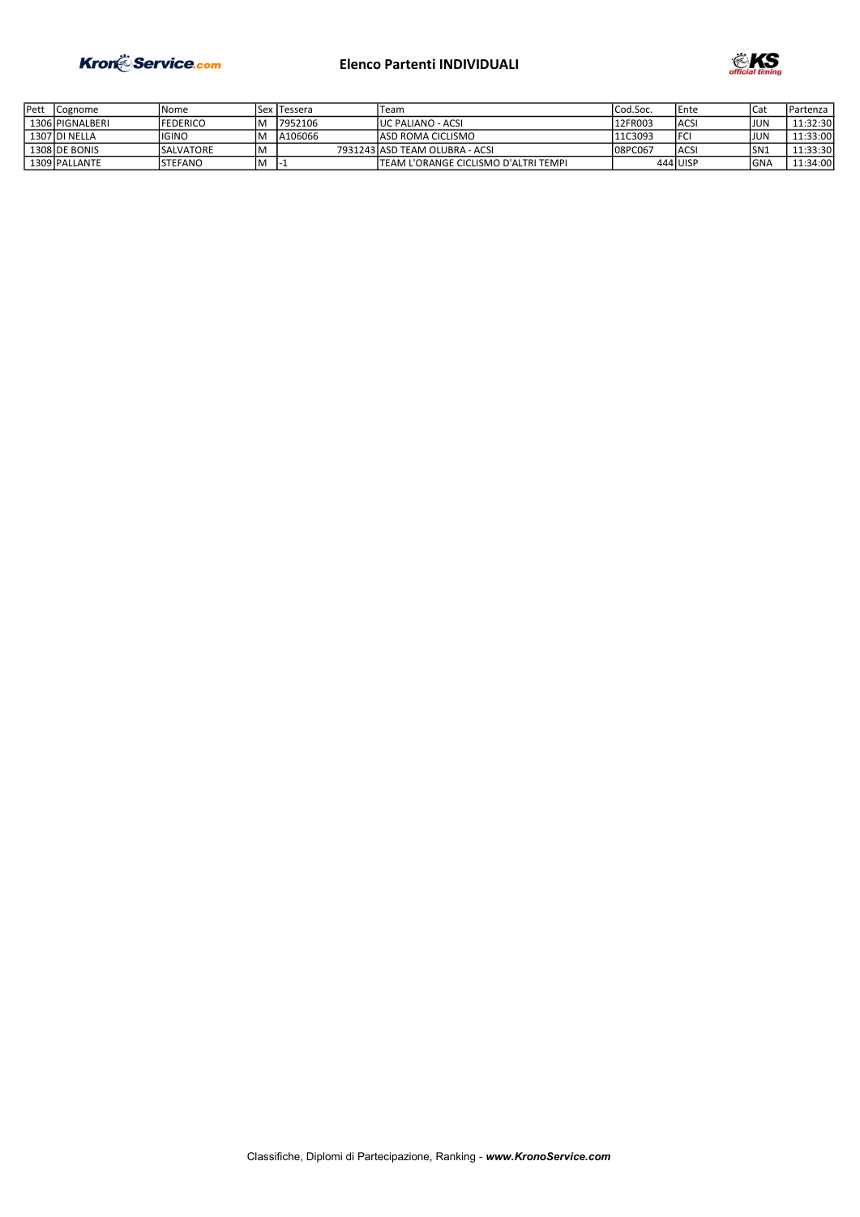# Elenco Partenti INDIVIDUALI

| Pett | Cognome | Nome | Sex | Tessera | Team | Cod.Soc. | Ente | Cat | Partenza |
|---|---|---|---|---|---|---|---|---|---|
| 1306 | PIGNALBERI | FEDERICO | M | 7952106 | UC PALIANO - ACSI | 12FR003 | ACSI | JUN | 11:32:30 |
| 1307 | DI NELLA | IGINO | M | A106066 | ASD ROMA CICLISMO | 11C3093 | FCI | JUN | 11:33:00 |
| 1308 | DE BONIS | SALVATORE | M | 7931243 | ASD TEAM OLUBRA - ACSI | 08PC067 | ACSI | SN1 | 11:33:30 |
| 1309 | PALLANTE | STEFANO | M | -1 | TEAM L'ORANGE CICLISMO D'ALTRI TEMPI | 444 | UISP | GNA | 11:34:00 |

Classifiche, Diplomi di Partecipazione, Ranking - ***www.KronoService.com***